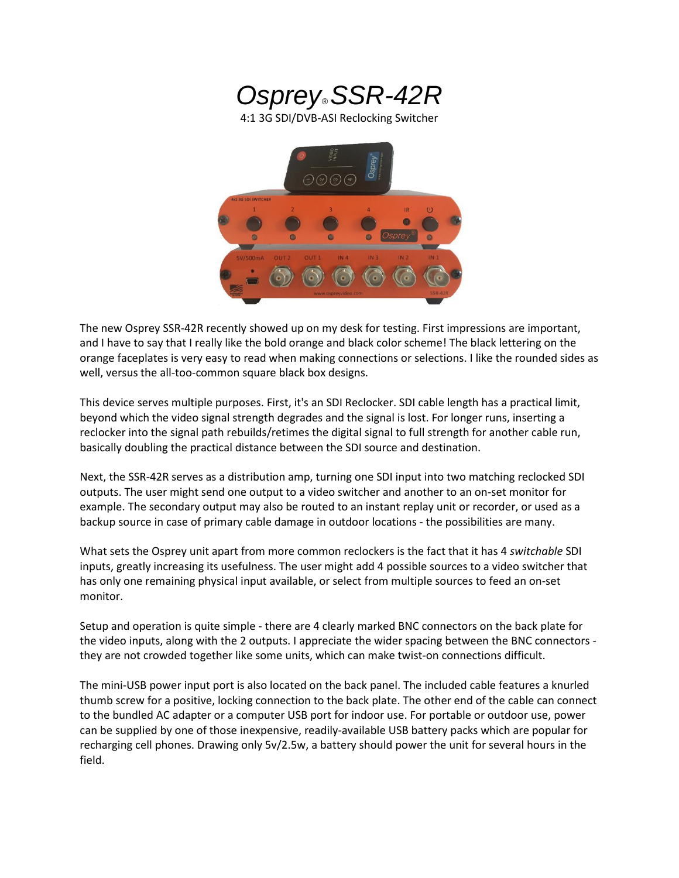# Osprey® SSR-42R

4:1 3G SDI/DVB-ASI Reclocking Switcher

The new Osprey SSR-42R recently showed up on my desk for testing. First impressions are important, and I have to say that I really like the bold orange and black color scheme! The black lettering on the orange faceplates is very easy to read when making connections or selections. I like the rounded sides as well, versus the all-too-common square black box designs.

This device serves multiple purposes. First, it's an SDI Reclocker. SDI cable length has a practical limit, beyond which the video signal strength degrades and the signal is lost. For longer runs, inserting a reclocker into the signal path rebuilds/retimes the digital signal to full strength for another cable run, basically doubling the practical distance between the SDI source and destination.

Next, the SSR-42R serves as a distribution amp, turning one SDI input into two matching reclocked SDI outputs. The user might send one output to a video switcher and another to an on-set monitor for example. The secondary output may also be routed to an instant replay unit or recorder, or used as a backup source in case of primary cable damage in outdoor locations - the possibilities are many.

What sets the Osprey unit apart from more common reclockers is the fact that it has 4 *switchable* SDI inputs, greatly increasing its usefulness. The user might add 4 possible sources to a video switcher that has only one remaining physical input available, or select from multiple sources to feed an on-set monitor.

Setup and operation is quite simple - there are 4 clearly marked BNC connectors on the back plate for the video inputs, along with the 2 outputs. I appreciate the wider spacing between the BNC connectors - they are not crowded together like some units, which can make twist-on connections difficult.

The mini-USB power input port is also located on the back panel. The included cable features a knurled thumb screw for a positive, locking connection to the back plate. The other end of the cable can connect to the bundled AC adapter or a computer USB port for indoor use. For portable or outdoor use, power can be supplied by one of those inexpensive, readily-available USB battery packs which are popular for recharging cell phones. Drawing only 5v/2.5w, a battery should power the unit for several hours in the field.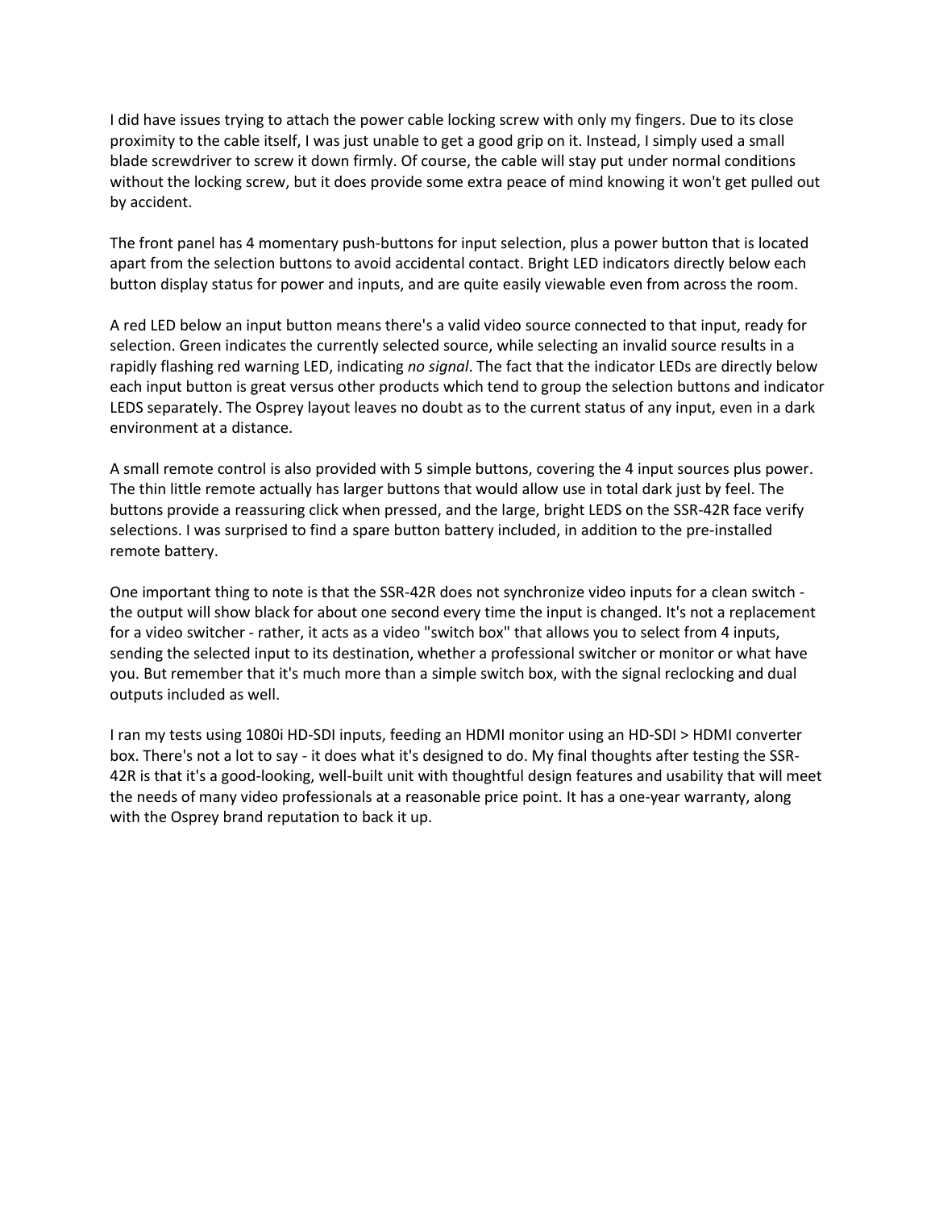I did have issues trying to attach the power cable locking screw with only my fingers. Due to its close proximity to the cable itself, I was just unable to get a good grip on it. Instead, I simply used a small blade screwdriver to screw it down firmly. Of course, the cable will stay put under normal conditions without the locking screw, but it does provide some extra peace of mind knowing it won't get pulled out by accident.

The front panel has 4 momentary push-buttons for input selection, plus a power button that is located apart from the selection buttons to avoid accidental contact. Bright LED indicators directly below each button display status for power and inputs, and are quite easily viewable even from across the room.

A red LED below an input button means there's a valid video source connected to that input, ready for selection. Green indicates the currently selected source, while selecting an invalid source results in a rapidly flashing red warning LED, indicating *no signal*. The fact that the indicator LEDs are directly below each input button is great versus other products which tend to group the selection buttons and indicator LEDS separately. The Osprey layout leaves no doubt as to the current status of any input, even in a dark environment at a distance.

A small remote control is also provided with 5 simple buttons, covering the 4 input sources plus power. The thin little remote actually has larger buttons that would allow use in total dark just by feel. The buttons provide a reassuring click when pressed, and the large, bright LEDS on the SSR-42R face verify selections. I was surprised to find a spare button battery included, in addition to the pre-installed remote battery.

One important thing to note is that the SSR-42R does not synchronize video inputs for a clean switch - the output will show black for about one second every time the input is changed. It's not a replacement for a video switcher - rather, it acts as a video "switch box" that allows you to select from 4 inputs, sending the selected input to its destination, whether a professional switcher or monitor or what have you. But remember that it's much more than a simple switch box, with the signal reclocking and dual outputs included as well.

I ran my tests using 1080i HD-SDI inputs, feeding an HDMI monitor using an HD-SDI > HDMI converter box. There's not a lot to say - it does what it's designed to do. My final thoughts after testing the SSR-42R is that it's a good-looking, well-built unit with thoughtful design features and usability that will meet the needs of many video professionals at a reasonable price point. It has a one-year warranty, along with the Osprey brand reputation to back it up.